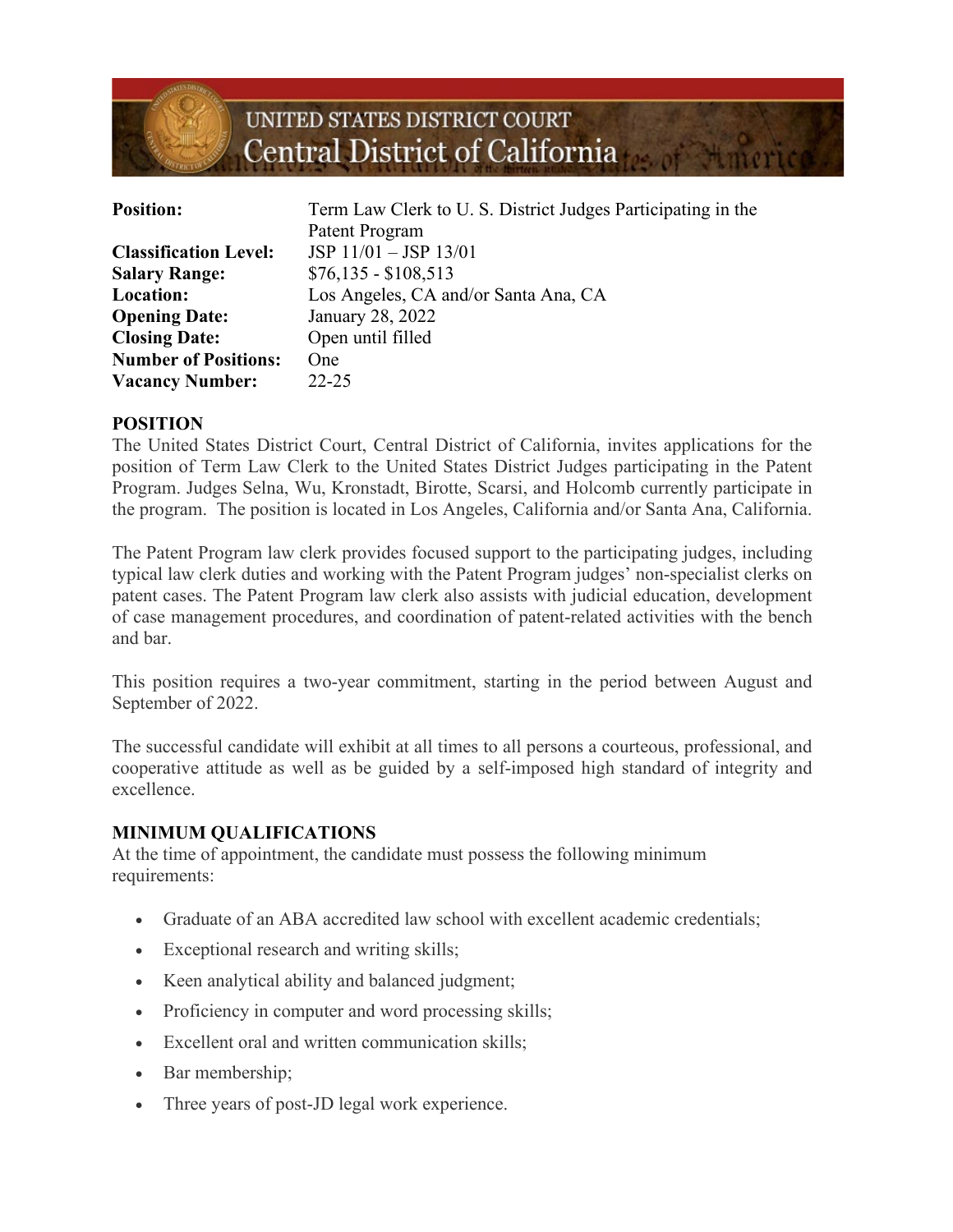# UNITED STATES DISTRICT COURT
## Central District of California

| | |
|---|---|
| **Position:** | Term Law Clerk to U. S. District Judges Participating in the Patent Program |
| **Classification Level:** | JSP 11/01 – JSP 13/01 |
| **Salary Range:** | $76,135 - $108,513 |
| **Location:** | Los Angeles, CA and/or Santa Ana, CA |
| **Opening Date:** | January 28, 2022 |
| **Closing Date:** | Open until filled |
| **Number of Positions:** | One |
| **Vacancy Number:** | 22-25 |

### POSITION

The United States District Court, Central District of California, invites applications for the position of Term Law Clerk to the United States District Judges participating in the Patent Program. Judges Selna, Wu, Kronstadt, Birotte, Scarsi, and Holcomb currently participate in the program. The position is located in Los Angeles, California and/or Santa Ana, California.

The Patent Program law clerk provides focused support to the participating judges, including typical law clerk duties and working with the Patent Program judges' non-specialist clerks on patent cases. The Patent Program law clerk also assists with judicial education, development of case management procedures, and coordination of patent-related activities with the bench and bar.

This position requires a two-year commitment, starting in the period between August and September of 2022.

The successful candidate will exhibit at all times to all persons a courteous, professional, and cooperative attitude as well as be guided by a self-imposed high standard of integrity and excellence.

### MINIMUM QUALIFICATIONS

At the time of appointment, the candidate must possess the following minimum requirements:

- Graduate of an ABA accredited law school with excellent academic credentials;
- Exceptional research and writing skills;
- Keen analytical ability and balanced judgment;
- Proficiency in computer and word processing skills;
- Excellent oral and written communication skills;
- Bar membership;
- Three years of post-JD legal work experience.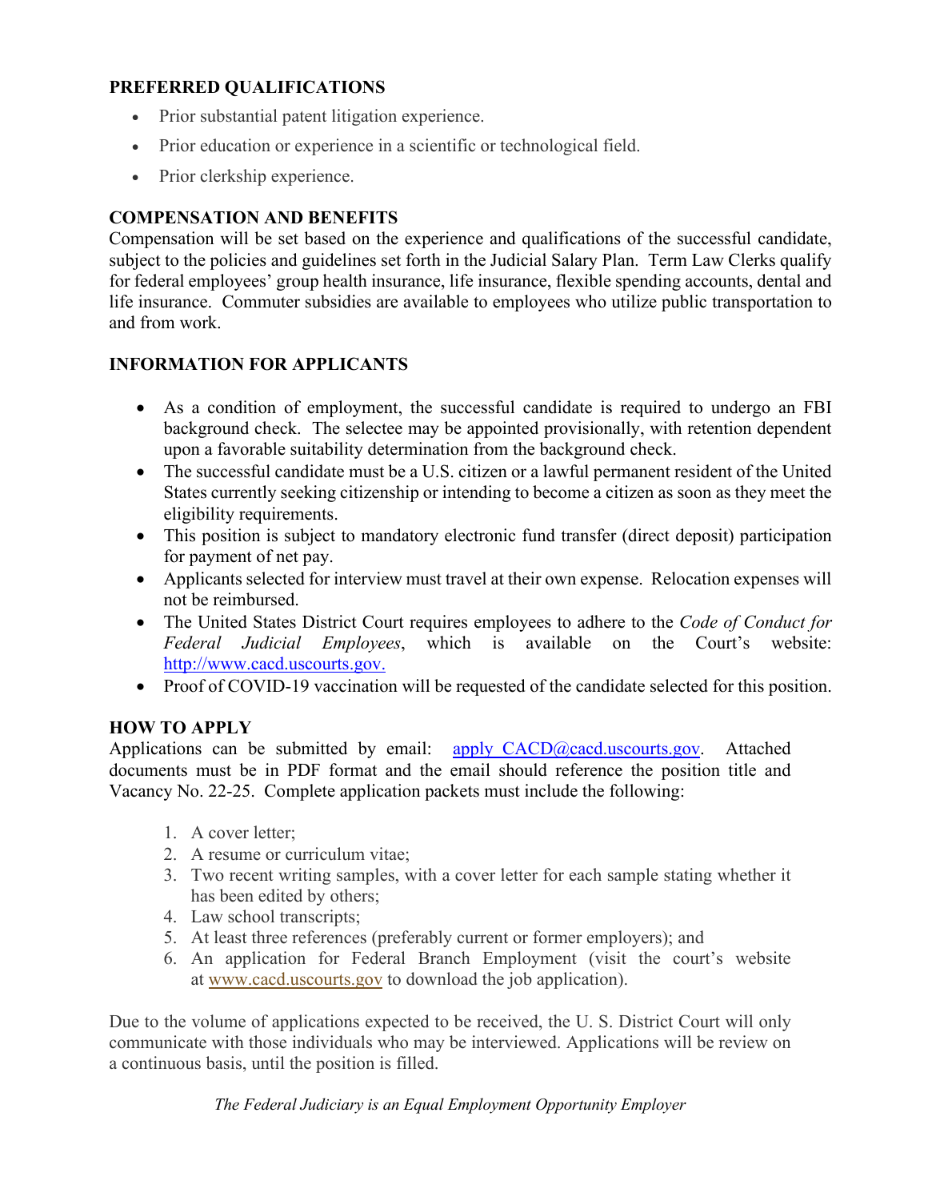## PREFERRED QUALIFICATIONS

- Prior substantial patent litigation experience.
- Prior education or experience in a scientific or technological field.
- Prior clerkship experience.

## COMPENSATION AND BENEFITS

Compensation will be set based on the experience and qualifications of the successful candidate, subject to the policies and guidelines set forth in the Judicial Salary Plan. Term Law Clerks qualify for federal employees' group health insurance, life insurance, flexible spending accounts, dental and life insurance. Commuter subsidies are available to employees who utilize public transportation to and from work.

## INFORMATION FOR APPLICANTS

- As a condition of employment, the successful candidate is required to undergo an FBI background check. The selectee may be appointed provisionally, with retention dependent upon a favorable suitability determination from the background check.
- The successful candidate must be a U.S. citizen or a lawful permanent resident of the United States currently seeking citizenship or intending to become a citizen as soon as they meet the eligibility requirements.
- This position is subject to mandatory electronic fund transfer (direct deposit) participation for payment of net pay.
- Applicants selected for interview must travel at their own expense. Relocation expenses will not be reimbursed.
- The United States District Court requires employees to adhere to the *Code of Conduct for Federal Judicial Employees*, which is available on the Court's website: http://www.cacd.uscourts.gov.
- Proof of COVID-19 vaccination will be requested of the candidate selected for this position.

## HOW TO APPLY

Applications can be submitted by email: apply_CACD@cacd.uscourts.gov. Attached documents must be in PDF format and the email should reference the position title and Vacancy No. 22-25. Complete application packets must include the following:

1. A cover letter;
2. A resume or curriculum vitae;
3. Two recent writing samples, with a cover letter for each sample stating whether it has been edited by others;
4. Law school transcripts;
5. At least three references (preferably current or former employers); and
6. An application for Federal Branch Employment (visit the court's website at www.cacd.uscourts.gov to download the job application).

Due to the volume of applications expected to be received, the U. S. District Court will only communicate with those individuals who may be interviewed. Applications will be review on a continuous basis, until the position is filled.

*The Federal Judiciary is an Equal Employment Opportunity Employer*